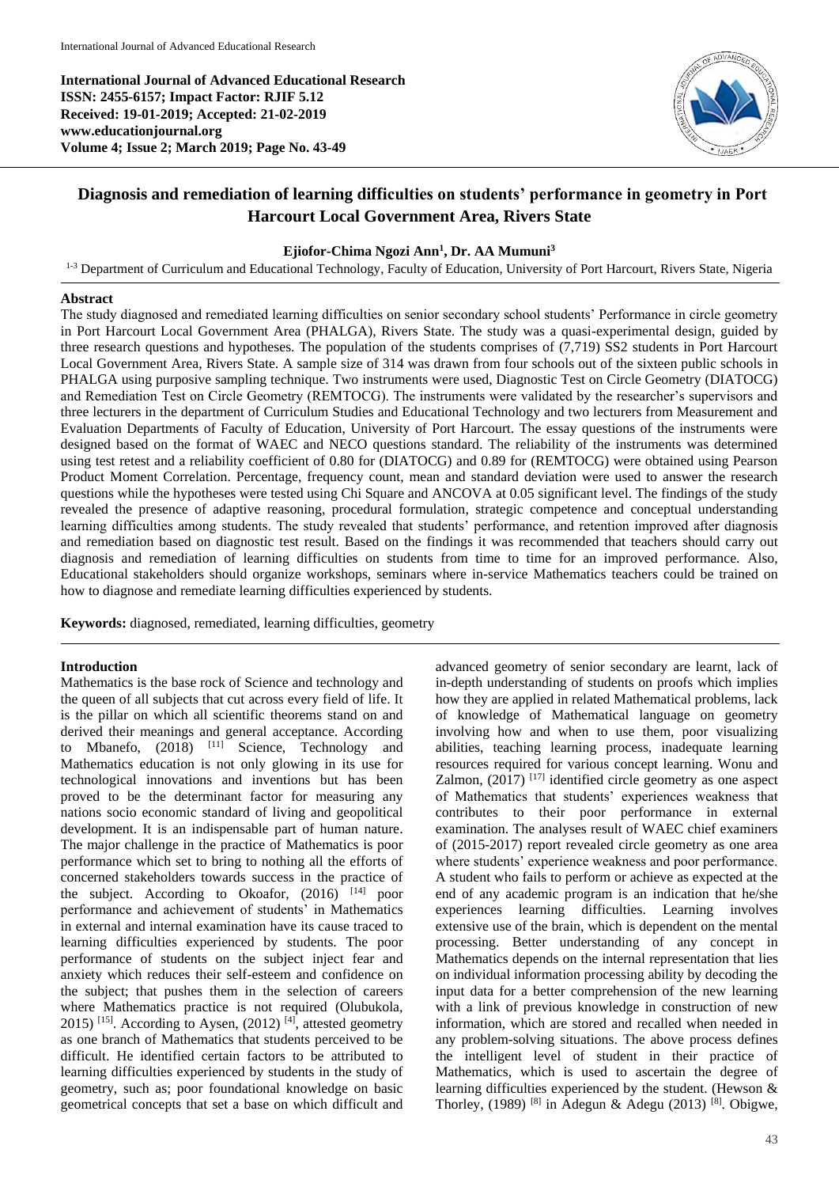International Journal of Advanced Educational Research
ISSN: 2455-6157; Impact Factor: RJIF 5.12
Received: 19-01-2019; Accepted: 21-02-2019
www.educationjournal.org
Volume 4; Issue 2; March 2019; Page No. 43-49

# Diagnosis and remediation of learning difficulties on students' performance in geometry in Port Harcourt Local Government Area, Rivers State

**Ejiofor-Chima Ngozi Ann[1], Dr. AA Mumuni[3]**

[1-3] Department of Curriculum and Educational Technology, Faculty of Education, University of Port Harcourt, Rivers State, Nigeria

## Abstract

The study diagnosed and remediated learning difficulties on senior secondary school students' Performance in circle geometry in Port Harcourt Local Government Area (PHALGA), Rivers State. The study was a quasi-experimental design, guided by three research questions and hypotheses. The population of the students comprises of (7,719) SS2 students in Port Harcourt Local Government Area, Rivers State. A sample size of 314 was drawn from four schools out of the sixteen public schools in PHALGA using purposive sampling technique. Two instruments were used, Diagnostic Test on Circle Geometry (DIATOCG) and Remediation Test on Circle Geometry (REMTOCG). The instruments were validated by the researcher's supervisors and three lecturers in the department of Curriculum Studies and Educational Technology and two lecturers from Measurement and Evaluation Departments of Faculty of Education, University of Port Harcourt. The essay questions of the instruments were designed based on the format of WAEC and NECO questions standard. The reliability of the instruments was determined using test retest and a reliability coefficient of 0.80 for (DIATOCG) and 0.89 for (REMTOCG) were obtained using Pearson Product Moment Correlation. Percentage, frequency count, mean and standard deviation were used to answer the research questions while the hypotheses were tested using Chi Square and ANCOVA at 0.05 significant level. The findings of the study revealed the presence of adaptive reasoning, procedural formulation, strategic competence and conceptual understanding learning difficulties among students. The study revealed that students' performance, and retention improved after diagnosis and remediation based on diagnostic test result. Based on the findings it was recommended that teachers should carry out diagnosis and remediation of learning difficulties on students from time to time for an improved performance. Also, Educational stakeholders should organize workshops, seminars where in-service Mathematics teachers could be trained on how to diagnose and remediate learning difficulties experienced by students.

**Keywords:** diagnosed, remediated, learning difficulties, geometry

## Introduction

Mathematics is the base rock of Science and technology and the queen of all subjects that cut across every field of life. It is the pillar on which all scientific theorems stand on and derived their meanings and general acceptance. According to Mbanefo, (2018) [11] Science, Technology and Mathematics education is not only glowing in its use for technological innovations and inventions but has been proved to be the determinant factor for measuring any nations socio economic standard of living and geopolitical development. It is an indispensable part of human nature. The major challenge in the practice of Mathematics is poor performance which set to bring to nothing all the efforts of concerned stakeholders towards success in the practice of the subject. According to Okoafor, (2016) [14] poor performance and achievement of students' in Mathematics in external and internal examination have its cause traced to learning difficulties experienced by students. The poor performance of students on the subject inject fear and anxiety which reduces their self-esteem and confidence on the subject; that pushes them in the selection of careers where Mathematics practice is not required (Olubukola, 2015) [15]. According to Aysen, (2012) [4], attested geometry as one branch of Mathematics that students perceived to be difficult. He identified certain factors to be attributed to learning difficulties experienced by students in the study of geometry, such as; poor foundational knowledge on basic geometrical concepts that set a base on which difficult and advanced geometry of senior secondary are learnt, lack of in-depth understanding of students on proofs which implies how they are applied in related Mathematical problems, lack of knowledge of Mathematical language on geometry involving how and when to use them, poor visualizing abilities, teaching learning process, inadequate learning resources required for various concept learning. Wonu and Zalmon, (2017) [17] identified circle geometry as one aspect of Mathematics that students' experiences weakness that contributes to their poor performance in external examination. The analyses result of WAEC chief examiners of (2015-2017) report revealed circle geometry as one area where students' experience weakness and poor performance. A student who fails to perform or achieve as expected at the end of any academic program is an indication that he/she experiences learning difficulties. Learning involves extensive use of the brain, which is dependent on the mental processing. Better understanding of any concept in Mathematics depends on the internal representation that lies on individual information processing ability by decoding the input data for a better comprehension of the new learning with a link of previous knowledge in construction of new information, which are stored and recalled when needed in any problem-solving situations. The above process defines the intelligent level of student in their practice of Mathematics, which is used to ascertain the degree of learning difficulties experienced by the student. (Hewson & Thorley, (1989) [8] in Adegun & Adegu (2013) [8]. Obigwe,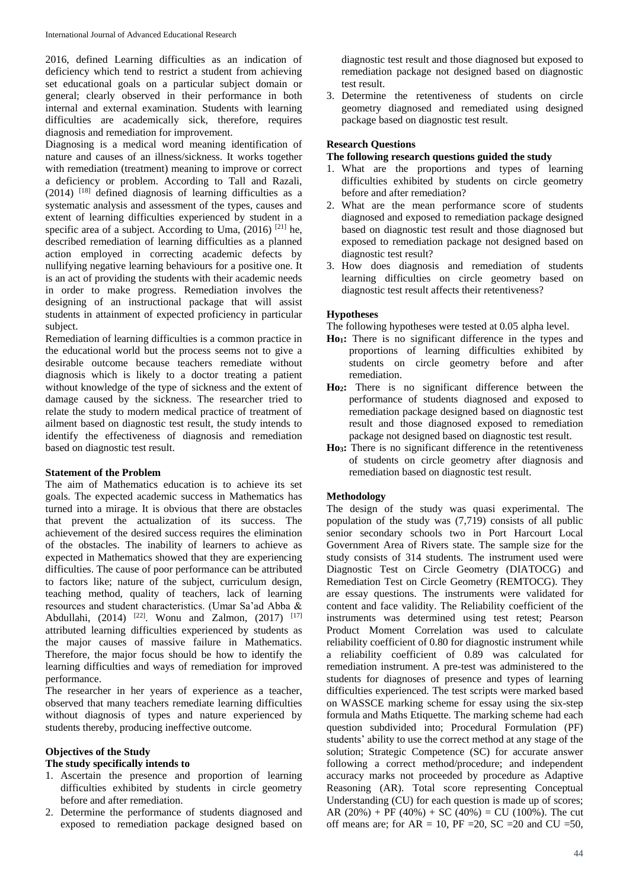2016, defined Learning difficulties as an indication of deficiency which tend to restrict a student from achieving set educational goals on a particular subject domain or general; clearly observed in their performance in both internal and external examination. Students with learning difficulties are academically sick, therefore, requires diagnosis and remediation for improvement.

Diagnosing is a medical word meaning identification of nature and causes of an illness/sickness. It works together with remediation (treatment) meaning to improve or correct a deficiency or problem. According to Tall and Razali, (2014) [18] defined diagnosis of learning difficulties as a systematic analysis and assessment of the types, causes and extent of learning difficulties experienced by student in a specific area of a subject. According to Uma, (2016) [21] he, described remediation of learning difficulties as a planned action employed in correcting academic defects by nullifying negative learning behaviours for a positive one. It is an act of providing the students with their academic needs in order to make progress. Remediation involves the designing of an instructional package that will assist students in attainment of expected proficiency in particular subject.

Remediation of learning difficulties is a common practice in the educational world but the process seems not to give a desirable outcome because teachers remediate without diagnosis which is likely to a doctor treating a patient without knowledge of the type of sickness and the extent of damage caused by the sickness. The researcher tried to relate the study to modern medical practice of treatment of ailment based on diagnostic test result, the study intends to identify the effectiveness of diagnosis and remediation based on diagnostic test result.

**Statement of the Problem**

The aim of Mathematics education is to achieve its set goals. The expected academic success in Mathematics has turned into a mirage. It is obvious that there are obstacles that prevent the actualization of its success. The achievement of the desired success requires the elimination of the obstacles. The inability of learners to achieve as expected in Mathematics showed that they are experiencing difficulties. The cause of poor performance can be attributed to factors like; nature of the subject, curriculum design, teaching method, quality of teachers, lack of learning resources and student characteristics. (Umar Sa'ad Abba & Abdullahi, (2014) [22]. Wonu and Zalmon, (2017) [17] attributed learning difficulties experienced by students as the major causes of massive failure in Mathematics. Therefore, the major focus should be how to identify the learning difficulties and ways of remediation for improved performance.

The researcher in her years of experience as a teacher, observed that many teachers remediate learning difficulties without diagnosis of types and nature experienced by students thereby, producing ineffective outcome.

**Objectives of the Study**

**The study specifically intends to**

1. Ascertain the presence and proportion of learning difficulties exhibited by students in circle geometry before and after remediation.
2. Determine the performance of students diagnosed and exposed to remediation package designed based on diagnostic test result and those diagnosed but exposed to remediation package not designed based on diagnostic test result.
3. Determine the retentiveness of students on circle geometry diagnosed and remediated using designed package based on diagnostic test result.

**Research Questions**

**The following research questions guided the study**

1. What are the proportions and types of learning difficulties exhibited by students on circle geometry before and after remediation?
2. What are the mean performance score of students diagnosed and exposed to remediation package designed based on diagnostic test result and those diagnosed but exposed to remediation package not designed based on diagnostic test result?
3. How does diagnosis and remediation of students learning difficulties on circle geometry based on diagnostic test result affects their retentiveness?

**Hypotheses**

The following hypotheses were tested at 0.05 alpha level.

**$Ho_1$:** There is no significant difference in the types and proportions of learning difficulties exhibited by students on circle geometry before and after remediation.

**$Ho_2$:** There is no significant difference between the performance of students diagnosed and exposed to remediation package designed based on diagnostic test result and those diagnosed exposed to remediation package not designed based on diagnostic test result.

**$Ho_3$:** There is no significant difference in the retentiveness of students on circle geometry after diagnosis and remediation based on diagnostic test result.

**Methodology**

The design of the study was quasi experimental. The population of the study was (7,719) consists of all public senior secondary schools two in Port Harcourt Local Government Area of Rivers state. The sample size for the study consists of 314 students. The instrument used were Diagnostic Test on Circle Geometry (DIATOCG) and Remediation Test on Circle Geometry (REMTOCG). They are essay questions. The instruments were validated for content and face validity. The Reliability coefficient of the instruments was determined using test retest; Pearson Product Moment Correlation was used to calculate reliability coefficient of 0.80 for diagnostic instrument while a reliability coefficient of 0.89 was calculated for remediation instrument. A pre-test was administered to the students for diagnoses of presence and types of learning difficulties experienced. The test scripts were marked based on WASSCE marking scheme for essay using the six-step formula and Maths Etiquette. The marking scheme had each question subdivided into; Procedural Formulation (PF) students' ability to use the correct method at any stage of the solution; Strategic Competence (SC) for accurate answer following a correct method/procedure; and independent accuracy marks not proceeded by procedure as Adaptive Reasoning (AR). Total score representing Conceptual Understanding (CU) for each question is made up of scores; AR (20%) + PF (40%) + SC (40%) = CU (100%). The cut off means are; for AR = 10, PF =20, SC =20 and CU =50,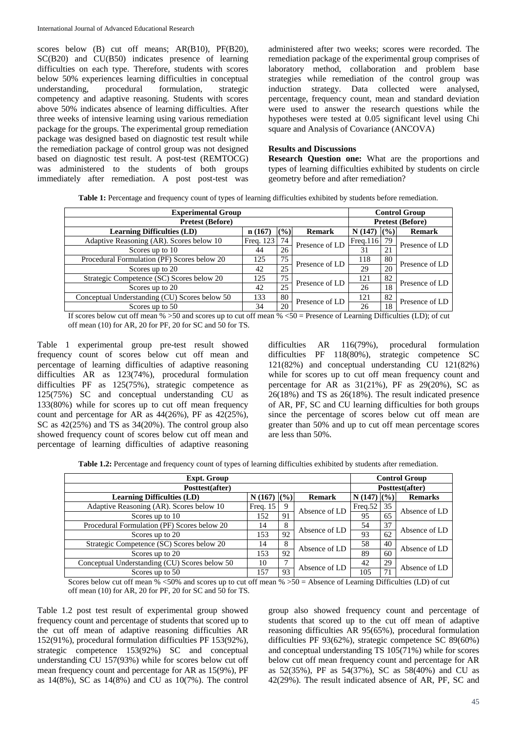scores below (B) cut off means; AR(B10), PF(B20), SC(B20) and CU(B50) indicates presence of learning difficulties on each type. Therefore, students with scores below 50% experiences learning difficulties in conceptual understanding, procedural formulation, strategic competency and adaptive reasoning. Students with scores above 50% indicates absence of learning difficulties. After three weeks of intensive learning using various remediation package for the groups. The experimental group remediation package was designed based on diagnostic test result while the remediation package of control group was not designed based on diagnostic test result. A post-test (REMTOCG) was administered to the students of both groups immediately after remediation. A post post-test was administered after two weeks; scores were recorded. The remediation package of the experimental group comprises of laboratory method, collaboration and problem base strategies while remediation of the control group was induction strategy. Data collected were analysed, percentage, frequency count, mean and standard deviation were used to answer the research questions while the hypotheses were tested at 0.05 significant level using Chi square and Analysis of Covariance (ANCOVA)

### Results and Discussions

**Research Question one:** What are the proportions and types of learning difficulties exhibited by students on circle geometry before and after remediation?

**Table 1:** Percentage and frequency count of types of learning difficulties exhibited by students before remediation.

| Experimental Group | | | | Control Group | | |
|---|---|---|---|---|---|---|
| Pretest (Before) | | | | Pretest (Before) | | |
| Learning Difficulties (LD) | n (167) | (%) | Remark | N (147) | (%) | Remark |
| Adaptive Reasoning (AR). Scores below 10 | Freq. 123 | 74 | Presence of LD | Freq.116 | 79 | Presence of LD |
| Scores up to 10 | 44 | 26 | | 31 | 21 | |
| Procedural Formulation (PF) Scores below 20 | 125 | 75 | Presence of LD | 118 | 80 | Presence of LD |
| Scores up to 20 | 42 | 25 | | 29 | 20 | |
| Strategic Competence (SC) Scores below 20 | 125 | 75 | Presence of LD | 121 | 82 | Presence of LD |
| Scores up to 20 | 42 | 25 | | 26 | 18 | |
| Conceptual Understanding (CU) Scores below 50 | 133 | 80 | Presence of LD | 121 | 82 | Presence of LD |
| Scores up to 50 | 34 | 20 | | 26 | 18 | |

If scores below cut off mean % >50 and scores up to cut off mean % <50 = Presence of Learning Difficulties (LD); of cut off mean (10) for AR, 20 for PF, 20 for SC and 50 for TS.

Table 1 experimental group pre-test result showed frequency count of scores below cut off mean and percentage of learning difficulties of adaptive reasoning difficulties AR as 123(74%), procedural formulation difficulties PF as 125(75%), strategic competence as 125(75%) SC and conceptual understanding CU as 133(80%) while for scores up to cut off mean frequency count and percentage for AR as 44(26%), PF as 42(25%), SC as 42(25%) and TS as 34(20%). The control group also showed frequency count of scores below cut off mean and percentage of learning difficulties of adaptive reasoning difficulties AR 116(79%), procedural formulation difficulties PF 118(80%), strategic competence SC 121(82%) and conceptual understanding CU 121(82%) while for scores up to cut off mean frequency count and percentage for AR as 31(21%), PF as 29(20%), SC as 26(18%) and TS as 26(18%). The result indicated presence of AR, PF, SC and CU learning difficulties for both groups since the percentage of scores below cut off mean are greater than 50% and up to cut off mean percentage scores are less than 50%.

**Table 1.2:** Percentage and frequency count of types of learning difficulties exhibited by students after remediation.

| Expt. Group | | | | Control Group | | |
|---|---|---|---|---|---|---|
| Posttest(after) | | | | Posttest(after) | | |
| Learning Difficulties (LD) | N (167) | (%) | Remark | N (147) | (%) | Remarks |
| Adaptive Reasoning (AR). Scores below 10 | Freq. 15 | 9 | Absence of LD | Freq.52 | 35 | Absence of LD |
| Scores up to 10 | 152 | 91 | | 95 | 65 | |
| Procedural Formulation (PF) Scores below 20 | 14 | 8 | Absence of LD | 54 | 37 | Absence of LD |
| Scores up to 20 | 153 | 92 | | 93 | 62 | |
| Strategic Competence (SC) Scores below 20 | 14 | 8 | Absence of LD | 58 | 40 | Absence of LD |
| Scores up to 20 | 153 | 92 | | 89 | 60 | |
| Conceptual Understanding (CU) Scores below 50 | 10 | 7 | Absence of LD | 42 | 29 | Absence of LD |
| Scores up to 50 | 157 | 93 | | 105 | 71 | |

Scores below cut off mean % <50% and scores up to cut off mean % >50 = Absence of Learning Difficulties (LD) of cut off mean (10) for AR, 20 for PF, 20 for SC and 50 for TS.

Table 1.2 post test result of experimental group showed frequency count and percentage of students that scored up to the cut off mean of adaptive reasoning difficulties AR 152(91%), procedural formulation difficulties PF 153(92%), strategic competence 153(92%) SC and conceptual understanding CU 157(93%) while for scores below cut off mean frequency count and percentage for AR as 15(9%), PF as 14(8%), SC as 14(8%) and CU as 10(7%). The control group also showed frequency count and percentage of students that scored up to the cut off mean of adaptive reasoning difficulties AR 95(65%), procedural formulation difficulties PF 93(62%), strategic competence SC 89(60%) and conceptual understanding TS 105(71%) while for scores below cut off mean frequency count and percentage for AR as 52(35%), PF as 54(37%), SC as 58(40%) and CU as 42(29%). The result indicated absence of AR, PF, SC and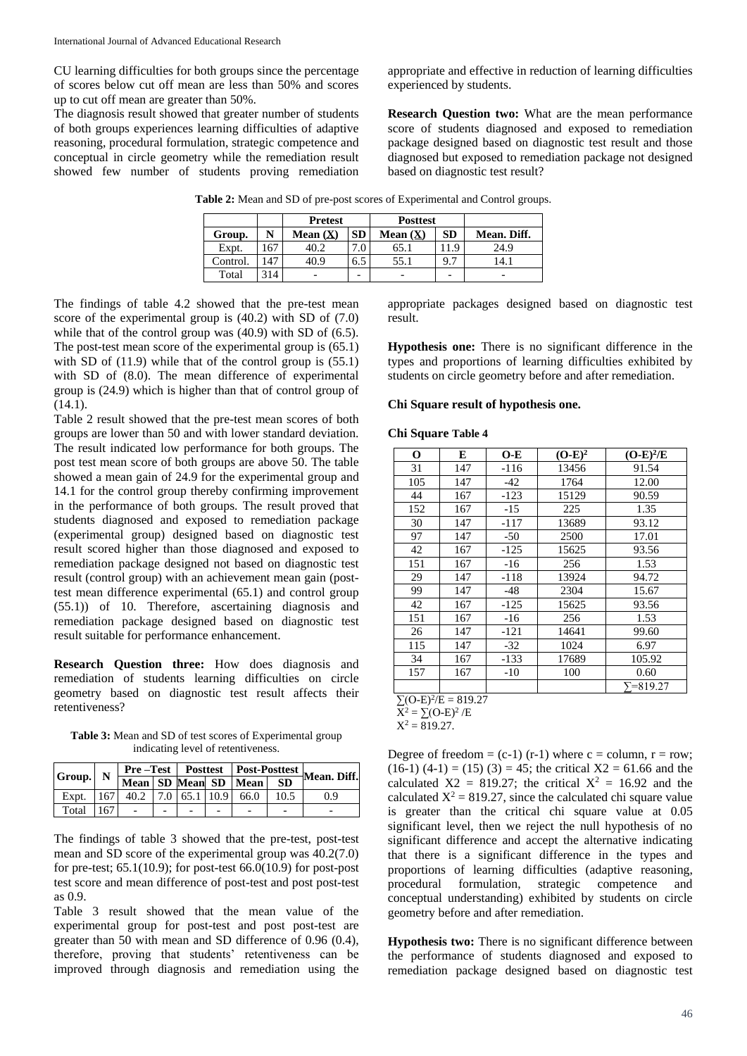CU learning difficulties for both groups since the percentage of scores below cut off mean are less than 50% and scores up to cut off mean are greater than 50%.

The diagnosis result showed that greater number of students of both groups experiences learning difficulties of adaptive reasoning, procedural formulation, strategic competence and conceptual in circle geometry while the remediation result showed few number of students proving remediation appropriate and effective in reduction of learning difficulties experienced by students.

**Research Question two:** What are the mean performance score of students diagnosed and exposed to remediation package designed based on diagnostic test result and those diagnosed but exposed to remediation package not designed based on diagnostic test result?

**Table 2:** Mean and SD of pre-post scores of Experimental and Control groups.

| | | Pretest | | Posttest | | |
|---|---|---|---|---|---|---|
| Group. | N | Mean (X) | SD | Mean (X) | SD | Mean. Diff. |
| Expt. | 167 | 40.2 | 7.0 | 65.1 | 11.9 | 24.9 |
| Control. | 147 | 40.9 | 6.5 | 55.1 | 9.7 | 14.1 |
| Total | 314 | - | - | - | - | - |

The findings of table 4.2 showed that the pre-test mean score of the experimental group is (40.2) with SD of (7.0) while that of the control group was (40.9) with SD of (6.5). The post-test mean score of the experimental group is (65.1) with SD of (11.9) while that of the control group is (55.1) with SD of (8.0). The mean difference of experimental group is (24.9) which is higher than that of control group of (14.1).

Table 2 result showed that the pre-test mean scores of both groups are lower than 50 and with lower standard deviation. The result indicated low performance for both groups. The post test mean score of both groups are above 50. The table showed a mean gain of 24.9 for the experimental group and 14.1 for the control group thereby confirming improvement in the performance of both groups. The result proved that students diagnosed and exposed to remediation package (experimental group) designed based on diagnostic test result scored higher than those diagnosed and exposed to remediation package designed not based on diagnostic test result (control group) with an achievement mean gain (post-test mean difference experimental (65.1) and control group (55.1)) of 10. Therefore, ascertaining diagnosis and remediation package designed based on diagnostic test result suitable for performance enhancement.

**Research Question three:** How does diagnosis and remediation of students learning difficulties on circle geometry based on diagnostic test result affects their retentiveness?

**Table 3:** Mean and SD of test scores of Experimental group indicating level of retentiveness.

| Group. | N | Pre –Test | | Posttest | | Post-Posttest | | Mean. Diff. |
|---|---|---|---|---|---|---|---|---|
| | | Mean | SD | Mean | SD | Mean | SD | |
| Expt. | 167 | 40.2 | 7.0 | 65.1 | 10.9 | 66.0 | 10.5 | 0.9 |
| Total | 167 | - | - | - | - | - | - | - |

The findings of table 3 showed that the pre-test, post-test mean and SD score of the experimental group was 40.2(7.0) for pre-test; 65.1(10.9); for post-test 66.0(10.9) for post-post test score and mean difference of post-test and post post-test as 0.9.

Table 3 result showed that the mean value of the experimental group for post-test and post post-test are greater than 50 with mean and SD difference of 0.96 (0.4), therefore, proving that students' retentiveness can be improved through diagnosis and remediation using the appropriate packages designed based on diagnostic test result.

**Hypothesis one:** There is no significant difference in the types and proportions of learning difficulties exhibited by students on circle geometry before and after remediation.

**Chi Square result of hypothesis one.**

**Chi Square Table 4**

| O | E | O-E | $(O-E)^2$ | $(O-E)^2/E$ |
|---|---|---|---|---|
| 31 | 147 | -116 | 13456 | 91.54 |
| 105 | 147 | -42 | 1764 | 12.00 |
| 44 | 167 | -123 | 15129 | 90.59 |
| 152 | 167 | -15 | 225 | 1.35 |
| 30 | 147 | -117 | 13689 | 93.12 |
| 97 | 147 | -50 | 2500 | 17.01 |
| 42 | 167 | -125 | 15625 | 93.56 |
| 151 | 167 | -16 | 256 | 1.53 |
| 29 | 147 | -118 | 13924 | 94.72 |
| 99 | 147 | -48 | 2304 | 15.67 |
| 42 | 167 | -125 | 15625 | 93.56 |
| 151 | 167 | -16 | 256 | 1.53 |
| 26 | 147 | -121 | 14641 | 99.60 |
| 115 | 147 | -32 | 1024 | 6.97 |
| 34 | 167 | -133 | 17689 | 105.92 |
| 157 | 167 | -10 | 100 | 0.60 |
| | | | | $\sum$=819.27 |

$\sum(O-E)^2/E = 819.27$

$X^2 = \sum(O-E)^2/E$

$X^2 = 819.27$.

Degree of freedom = (c-1) (r-1) where c = column, r = row; (16-1) (4-1) = (15) (3) = 45; the critical X2 = 61.66 and the calculated X2 = 819.27; the critical $X^2$ = 16.92 and the calculated $X^2$ = 819.27, since the calculated chi square value is greater than the critical chi square value at 0.05 significant level, then we reject the null hypothesis of no significant difference and accept the alternative indicating that there is a significant difference in the types and proportions of learning difficulties (adaptive reasoning, procedural formulation, strategic competence and conceptual understanding) exhibited by students on circle geometry before and after remediation.

**Hypothesis two:** There is no significant difference between the performance of students diagnosed and exposed to remediation package designed based on diagnostic test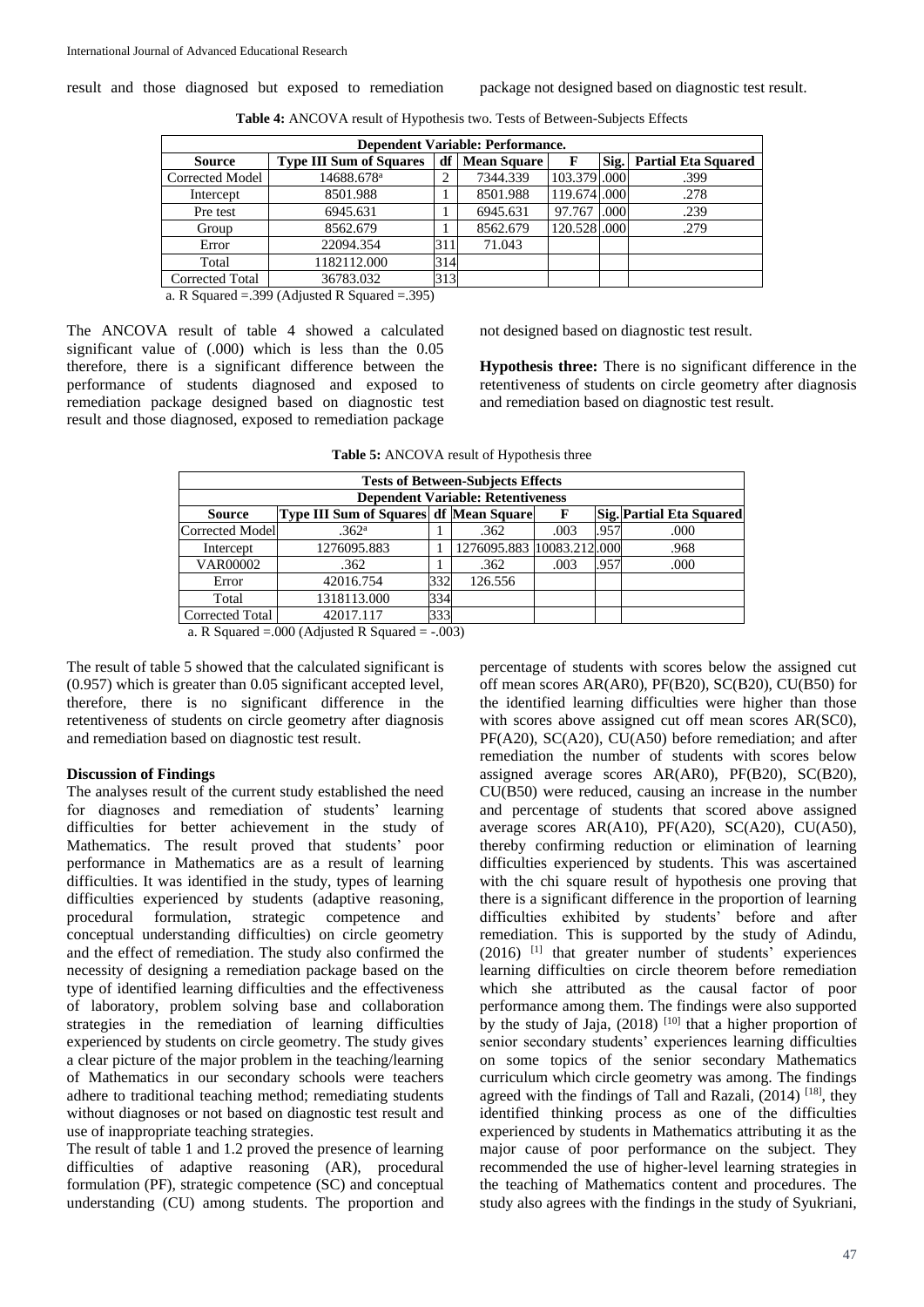result and those diagnosed but exposed to remediation package not designed based on diagnostic test result.

**Table 4:** ANCOVA result of Hypothesis two. Tests of Between-Subjects Effects

| Dependent Variable: Performance. | | | | | | |
|---|---|---|---|---|---|---|
| **Source** | **Type III Sum of Squares** | **df** | **Mean Square** | **F** | **Sig.** | **Partial Eta Squared** |
| Corrected Model | 14688.678[a] | 2 | 7344.339 | 103.379 | .000 | .399 |
| Intercept | 8501.988 | 1 | 8501.988 | 119.674 | .000 | .278 |
| Pre test | 6945.631 | 1 | 6945.631 | 97.767 | .000 | .239 |
| Group | 8562.679 | 1 | 8562.679 | 120.528 | .000 | .279 |
| Error | 22094.354 | 311 | 71.043 | | | |
| Total | 1182112.000 | 314 | | | | |
| Corrected Total | 36783.032 | 313 | | | | |

a. R Squared =.399 (Adjusted R Squared =.395)

The ANCOVA result of table 4 showed a calculated significant value of (.000) which is less than the 0.05 therefore, there is a significant difference between the performance of students diagnosed and exposed to remediation package designed based on diagnostic test result and those diagnosed, exposed to remediation package not designed based on diagnostic test result.

**Hypothesis three:** There is no significant difference in the retentiveness of students on circle geometry after diagnosis and remediation based on diagnostic test result.

**Table 5:** ANCOVA result of Hypothesis three

| Tests of Between-Subjects Effects | | | | | | |
|---|---|---|---|---|---|---|
| Dependent Variable: Retentiveness | | | | | | |
| **Source** | **Type III Sum of Squares** | **df** | **Mean Square** | **F** | **Sig.** | **Partial Eta Squared** |
| Corrected Model | .362[a] | 1 | .362 | .003 | .957 | .000 |
| Intercept | 1276095.883 | 1 | 1276095.883 | 10083.212 | .000 | .968 |
| VAR00002 | .362 | 1 | .362 | .003 | .957 | .000 |
| Error | 42016.754 | 332 | 126.556 | | | |
| Total | 1318113.000 | 334 | | | | |
| Corrected Total | 42017.117 | 333 | | | | |

a. R Squared =.000 (Adjusted R Squared = -.003)

The result of table 5 showed that the calculated significant is (0.957) which is greater than 0.05 significant accepted level, therefore, there is no significant difference in the retentiveness of students on circle geometry after diagnosis and remediation based on diagnostic test result.

### Discussion of Findings

The analyses result of the current study established the need for diagnoses and remediation of students' learning difficulties for better achievement in the study of Mathematics. The result proved that students' poor performance in Mathematics are as a result of learning difficulties. It was identified in the study, types of learning difficulties experienced by students (adaptive reasoning, procedural formulation, strategic competence and conceptual understanding difficulties) on circle geometry and the effect of remediation. The study also confirmed the necessity of designing a remediation package based on the type of identified learning difficulties and the effectiveness of laboratory, problem solving base and collaboration strategies in the remediation of learning difficulties experienced by students on circle geometry. The study gives a clear picture of the major problem in the teaching/learning of Mathematics in our secondary schools were teachers adhere to traditional teaching method; remediating students without diagnoses or not based on diagnostic test result and use of inappropriate teaching strategies.

The result of table 1 and 1.2 proved the presence of learning difficulties of adaptive reasoning (AR), procedural formulation (PF), strategic competence (SC) and conceptual understanding (CU) among students. The proportion and percentage of students with scores below the assigned cut off mean scores AR(AR0), PF(B20), SC(B20), CU(B50) for the identified learning difficulties were higher than those with scores above assigned cut off mean scores AR(SC0), PF(A20), SC(A20), CU(A50) before remediation; and after remediation the number of students with scores below assigned average scores AR(AR0), PF(B20), SC(B20), CU(B50) were reduced, causing an increase in the number and percentage of students that scored above assigned average scores AR(A10), PF(A20), SC(A20), CU(A50), thereby confirming reduction or elimination of learning difficulties experienced by students. This was ascertained with the chi square result of hypothesis one proving that there is a significant difference in the proportion of learning difficulties exhibited by students' before and after remediation. This is supported by the study of Adindu, (2016) [1] that greater number of students' experiences learning difficulties on circle theorem before remediation which she attributed as the causal factor of poor performance among them. The findings were also supported by the study of Jaja, (2018) [10] that a higher proportion of senior secondary students' experiences learning difficulties on some topics of the senior secondary Mathematics curriculum which circle geometry was among. The findings agreed with the findings of Tall and Razali, (2014) [18], they identified thinking process as one of the difficulties experienced by students in Mathematics attributing it as the major cause of poor performance on the subject. They recommended the use of higher-level learning strategies in the teaching of Mathematics content and procedures. The study also agrees with the findings in the study of Syukriani,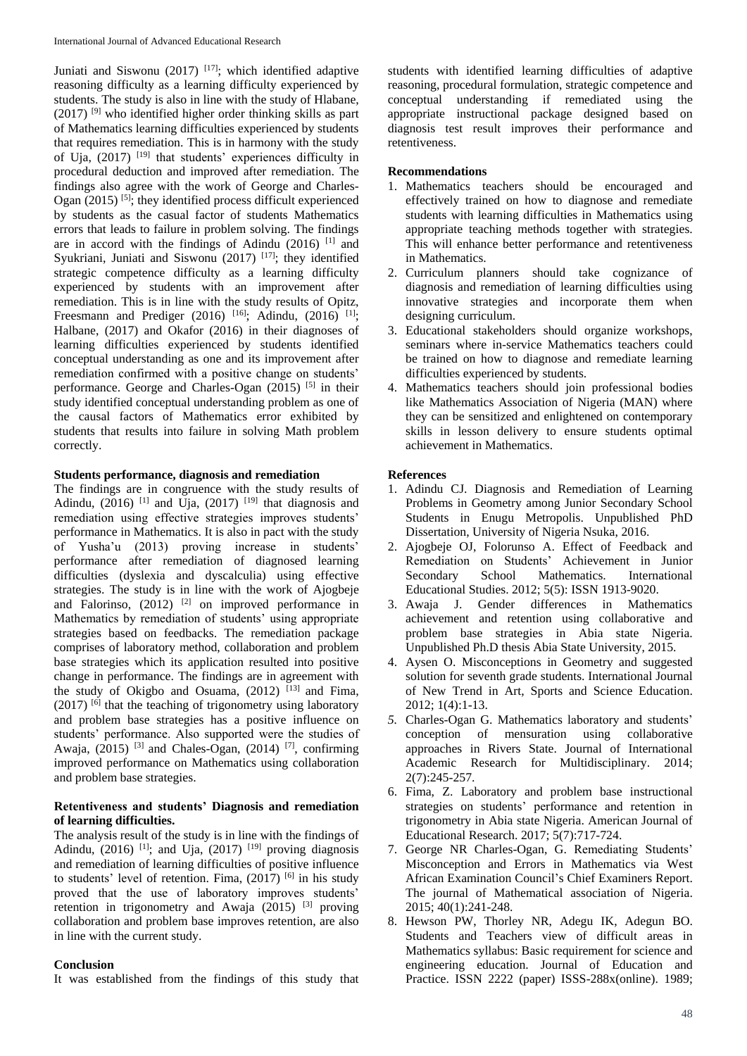Juniati and Siswonu (2017) [17]; which identified adaptive reasoning difficulty as a learning difficulty experienced by students. The study is also in line with the study of Hlabane, (2017) [9] who identified higher order thinking skills as part of Mathematics learning difficulties experienced by students that requires remediation. This is in harmony with the study of Uja, (2017) [19] that students' experiences difficulty in procedural deduction and improved after remediation. The findings also agree with the work of George and Charles-Ogan (2015) [5]; they identified process difficult experienced by students as the casual factor of students Mathematics errors that leads to failure in problem solving. The findings are in accord with the findings of Adindu (2016) [1] and Syukriani, Juniati and Siswonu (2017) [17]; they identified strategic competence difficulty as a learning difficulty experienced by students with an improvement after remediation. This is in line with the study results of Opitz, Freesmann and Prediger (2016) [16]; Adindu, (2016) [1]; Halbane, (2017) and Okafor (2016) in their diagnoses of learning difficulties experienced by students identified conceptual understanding as one and its improvement after remediation confirmed with a positive change on students' performance. George and Charles-Ogan (2015) [5] in their study identified conceptual understanding problem as one of the causal factors of Mathematics error exhibited by students that results into failure in solving Math problem correctly.

**Students performance, diagnosis and remediation**

The findings are in congruence with the study results of Adindu, (2016) [1] and Uja, (2017) [19] that diagnosis and remediation using effective strategies improves students' performance in Mathematics. It is also in pact with the study of Yusha'u (2013) proving increase in students' performance after remediation of diagnosed learning difficulties (dyslexia and dyscalculia) using effective strategies. The study is in line with the work of Ajogbeje and Falorinso, (2012) [2] on improved performance in Mathematics by remediation of students' using appropriate strategies based on feedbacks. The remediation package comprises of laboratory method, collaboration and problem base strategies which its application resulted into positive change in performance. The findings are in agreement with the study of Okigbo and Osuama, (2012) [13] and Fima, (2017) [6] that the teaching of trigonometry using laboratory and problem base strategies has a positive influence on students' performance. Also supported were the studies of Awaja, (2015) [3] and Chales-Ogan, (2014) [7], confirming improved performance on Mathematics using collaboration and problem base strategies.

**Retentiveness and students' Diagnosis and remediation of learning difficulties.**

The analysis result of the study is in line with the findings of Adindu, (2016) [1]; and Uja, (2017) [19] proving diagnosis and remediation of learning difficulties of positive influence to students' level of retention. Fima, (2017) [6] in his study proved that the use of laboratory improves students' retention in trigonometry and Awaja (2015) [3] proving collaboration and problem base improves retention, are also in line with the current study.

## Conclusion

It was established from the findings of this study that students with identified learning difficulties of adaptive reasoning, procedural formulation, strategic competence and conceptual understanding if remediated using the appropriate instructional package designed based on diagnosis test result improves their performance and retentiveness.

## Recommendations

1. Mathematics teachers should be encouraged and effectively trained on how to diagnose and remediate students with learning difficulties in Mathematics using appropriate teaching methods together with strategies. This will enhance better performance and retentiveness in Mathematics.
2. Curriculum planners should take cognizance of diagnosis and remediation of learning difficulties using innovative strategies and incorporate them when designing curriculum.
3. Educational stakeholders should organize workshops, seminars where in-service Mathematics teachers could be trained on how to diagnose and remediate learning difficulties experienced by students.
4. Mathematics teachers should join professional bodies like Mathematics Association of Nigeria (MAN) where they can be sensitized and enlightened on contemporary skills in lesson delivery to ensure students optimal achievement in Mathematics.

## References

1. Adindu CJ. Diagnosis and Remediation of Learning Problems in Geometry among Junior Secondary School Students in Enugu Metropolis. Unpublished PhD Dissertation, University of Nigeria Nsuka, 2016.
2. Ajogbeje OJ, Folorunso A. Effect of Feedback and Remediation on Students' Achievement in Junior Secondary School Mathematics. International Educational Studies. 2012; 5(5): ISSN 1913-9020.
3. Awaja J. Gender differences in Mathematics achievement and retention using collaborative and problem base strategies in Abia state Nigeria. Unpublished Ph.D thesis Abia State University, 2015.
4. Aysen O. Misconceptions in Geometry and suggested solution for seventh grade students. International Journal of New Trend in Art, Sports and Science Education. 2012; 1(4):1-13.
5. Charles-Ogan G. Mathematics laboratory and students' conception of mensuration using collaborative approaches in Rivers State. Journal of International Academic Research for Multidisciplinary. 2014; 2(7):245-257.
6. Fima, Z. Laboratory and problem base instructional strategies on students' performance and retention in trigonometry in Abia state Nigeria. American Journal of Educational Research. 2017; 5(7):717-724.
7. George NR Charles-Ogan, G. Remediating Students' Misconception and Errors in Mathematics via West African Examination Council's Chief Examiners Report. The journal of Mathematical association of Nigeria. 2015; 40(1):241-248.
8. Hewson PW, Thorley NR, Adegu IK, Adegun BO. Students and Teachers view of difficult areas in Mathematics syllabus: Basic requirement for science and engineering education. Journal of Education and Practice. ISSN 2222 (paper) ISSS-288x(online). 1989;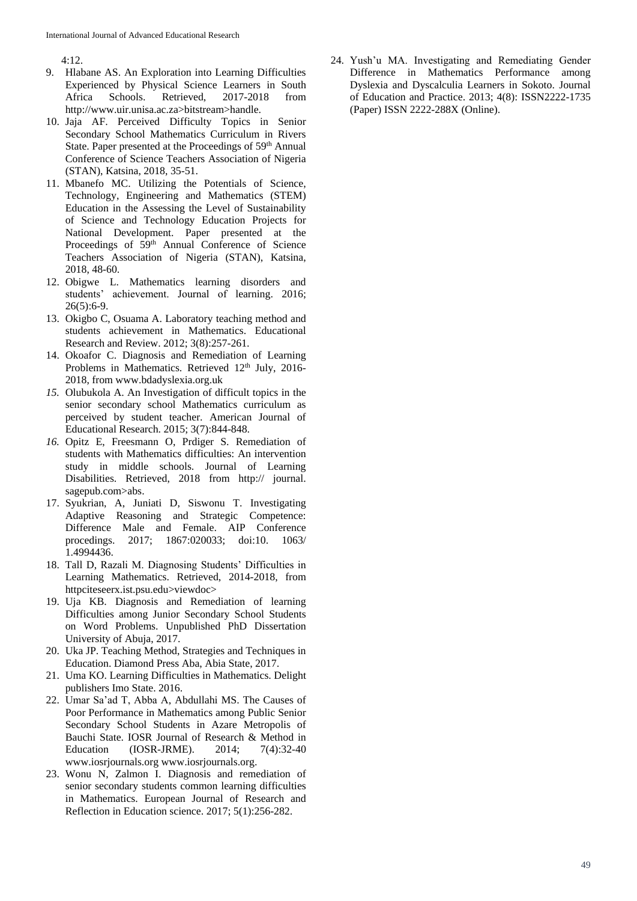4:12.

9. Hlabane AS. An Exploration into Learning Difficulties Experienced by Physical Science Learners in South Africa Schools. Retrieved, 2017-2018 from http://www.uir.unisa.ac.za>bitstream>handle.
10. Jaja AF. Perceived Difficulty Topics in Senior Secondary School Mathematics Curriculum in Rivers State. Paper presented at the Proceedings of 59th Annual Conference of Science Teachers Association of Nigeria (STAN), Katsina, 2018, 35-51.
11. Mbanefo MC. Utilizing the Potentials of Science, Technology, Engineering and Mathematics (STEM) Education in the Assessing the Level of Sustainability of Science and Technology Education Projects for National Development. Paper presented at the Proceedings of 59th Annual Conference of Science Teachers Association of Nigeria (STAN), Katsina, 2018, 48-60.
12. Obigwe L. Mathematics learning disorders and students' achievement. Journal of learning. 2016; 26(5):6-9.
13. Okigbo C, Osuama A. Laboratory teaching method and students achievement in Mathematics. Educational Research and Review. 2012; 3(8):257-261.
14. Okoafor C. Diagnosis and Remediation of Learning Problems in Mathematics. Retrieved 12th July, 2016-2018, from www.bdadyslexia.org.uk
15. Olubukola A. An Investigation of difficult topics in the senior secondary school Mathematics curriculum as perceived by student teacher. American Journal of Educational Research. 2015; 3(7):844-848.
16. Opitz E, Freesmann O, Prdiger S. Remediation of students with Mathematics difficulties: An intervention study in middle schools. Journal of Learning Disabilities. Retrieved, 2018 from http:// journal. sagepub.com>abs.
17. Syukrian, A, Juniati D, Siswonu T. Investigating Adaptive Reasoning and Strategic Competence: Difference Male and Female. AIP Conference procedings. 2017; 1867:020033; doi:10. 1063/ 1.4994436.
18. Tall D, Razali M. Diagnosing Students' Difficulties in Learning Mathematics. Retrieved, 2014-2018, from httpciteseerx.ist.psu.edu>viewdoc>
19. Uja KB. Diagnosis and Remediation of learning Difficulties among Junior Secondary School Students on Word Problems. Unpublished PhD Dissertation University of Abuja, 2017.
20. Uka JP. Teaching Method, Strategies and Techniques in Education. Diamond Press Aba, Abia State, 2017.
21. Uma KO. Learning Difficulties in Mathematics. Delight publishers Imo State. 2016.
22. Umar Sa'ad T, Abba A, Abdullahi MS. The Causes of Poor Performance in Mathematics among Public Senior Secondary School Students in Azare Metropolis of Bauchi State. IOSR Journal of Research & Method in Education (IOSR-JRME). 2014; 7(4):32-40 www.iosrjournals.org www.iosrjournals.org.
23. Wonu N, Zalmon I. Diagnosis and remediation of senior secondary students common learning difficulties in Mathematics. European Journal of Research and Reflection in Education science. 2017; 5(1):256-282.
24. Yush'u MA. Investigating and Remediating Gender Difference in Mathematics Performance among Dyslexia and Dyscalculia Learners in Sokoto. Journal of Education and Practice. 2013; 4(8): ISSN2222-1735 (Paper) ISSN 2222-288X (Online).